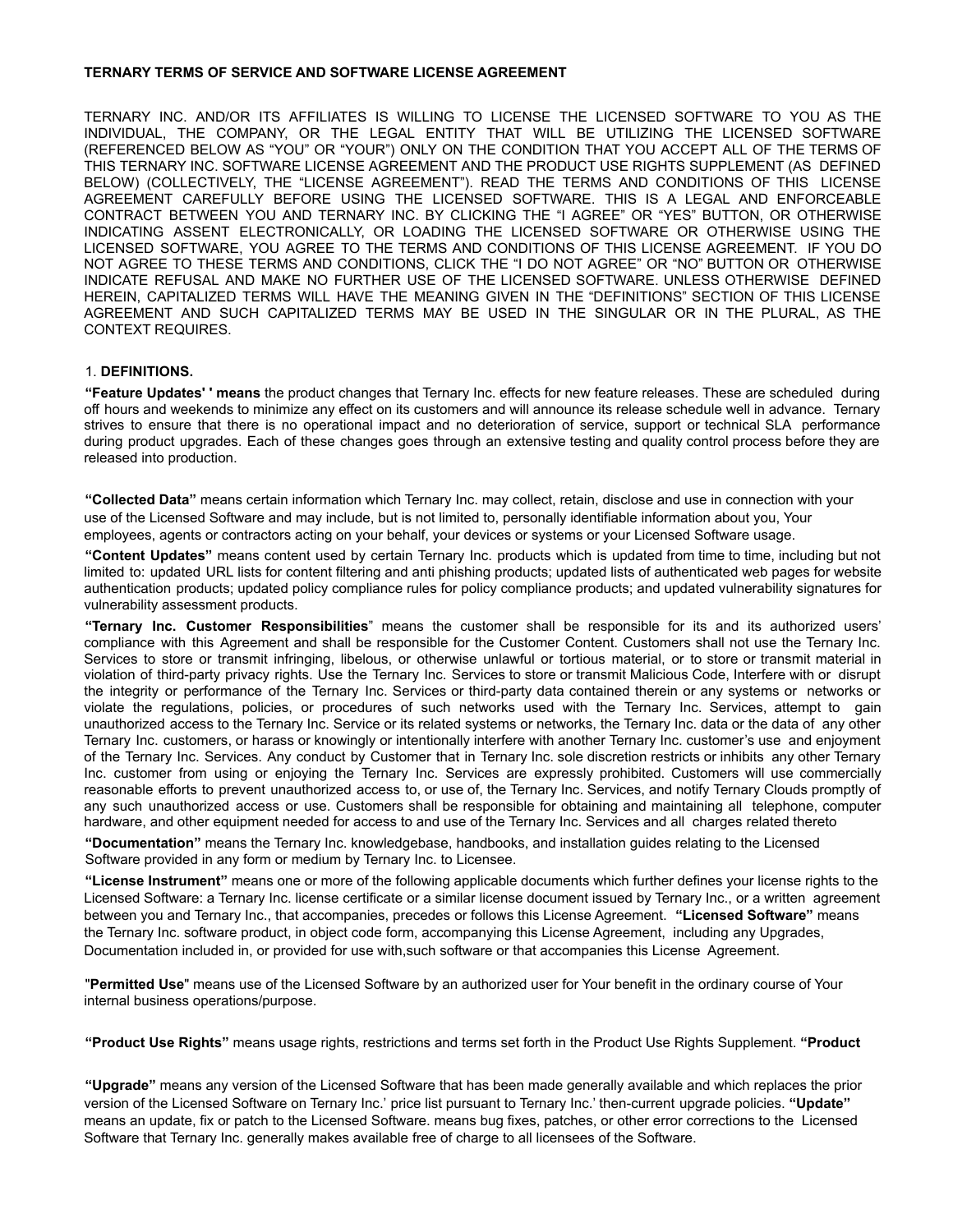**TERNARY TERMS OF SERVICE AND SOFTWARE LICENSE AGREEMENT**

TERNARY INC. AND/OR ITS AFFILIATES IS WILLING TO LICENSE THE LICENSED SOFTWARE TO YOU AS THE INDIVIDUAL, THE COMPANY, OR THE LEGAL ENTITY THAT WILL BE UTILIZING THE LICENSED SOFTWARE (REFERENCED BELOW AS "YOU" OR "YOUR") ONLY ON THE CONDITION THAT YOU ACCEPT ALL OF THE TERMS OF THIS TERNARY INC. SOFTWARE LICENSE AGREEMENT AND THE PRODUCT USE RIGHTS SUPPLEMENT (AS DEFINED BELOW) (COLLECTIVELY, THE "LICENSE AGREEMENT"). READ THE TERMS AND CONDITIONS OF THIS LICENSE AGREEMENT CAREFULLY BEFORE USING THE LICENSED SOFTWARE. THIS IS A LEGAL AND ENFORCEABLE CONTRACT BETWEEN YOU AND TERNARY INC. BY CLICKING THE "I AGREE" OR "YES" BUTTON, OR OTHERWISE INDICATING ASSENT ELECTRONICALLY, OR LOADING THE LICENSED SOFTWARE OR OTHERWISE USING THE LICENSED SOFTWARE, YOU AGREE TO THE TERMS AND CONDITIONS OF THIS LICENSE AGREEMENT. IF YOU DO NOT AGREE TO THESE TERMS AND CONDITIONS, CLICK THE "I DO NOT AGREE" OR "NO" BUTTON OR OTHERWISE INDICATE REFUSAL AND MAKE NO FURTHER USE OF THE LICENSED SOFTWARE. UNLESS OTHERWISE DEFINED HEREIN, CAPITALIZED TERMS WILL HAVE THE MEANING GIVEN IN THE "DEFINITIONS" SECTION OF THIS LICENSE AGREEMENT AND SUCH CAPITALIZED TERMS MAY BE USED IN THE SINGULAR OR IN THE PLURAL, AS THE CONTEXT REQUIRES.

1. **DEFINITIONS.**

**"Feature Updates' ' means** the product changes that Ternary Inc. effects for new feature releases. These are scheduled during off hours and weekends to minimize any effect on its customers and will announce its release schedule well in advance. Ternary strives to ensure that there is no operational impact and no deterioration of service, support or technical SLA performance during product upgrades. Each of these changes goes through an extensive testing and quality control process before they are released into production.

**"Collected Data"** means certain information which Ternary Inc. may collect, retain, disclose and use in connection with your use of the Licensed Software and may include, but is not limited to, personally identifiable information about you, Your employees, agents or contractors acting on your behalf, your devices or systems or your Licensed Software usage.

**"Content Updates"** means content used by certain Ternary Inc. products which is updated from time to time, including but not limited to: updated URL lists for content filtering and anti phishing products; updated lists of authenticated web pages for website authentication products; updated policy compliance rules for policy compliance products; and updated vulnerability signatures for vulnerability assessment products.

**"Ternary Inc. Customer Responsibilities**" means the customer shall be responsible for its and its authorized users' compliance with this Agreement and shall be responsible for the Customer Content. Customers shall not use the Ternary Inc. Services to store or transmit infringing, libelous, or otherwise unlawful or tortious material, or to store or transmit material in violation of third-party privacy rights. Use the Ternary Inc. Services to store or transmit Malicious Code, Interfere with or disrupt the integrity or performance of the Ternary Inc. Services or third-party data contained therein or any systems or networks or violate the regulations, policies, or procedures of such networks used with the Ternary Inc. Services, attempt to gain unauthorized access to the Ternary Inc. Service or its related systems or networks, the Ternary Inc. data or the data of any other Ternary Inc. customers, or harass or knowingly or intentionally interfere with another Ternary Inc. customer's use and enjoyment of the Ternary Inc. Services. Any conduct by Customer that in Ternary Inc. sole discretion restricts or inhibits any other Ternary Inc. customer from using or enjoying the Ternary Inc. Services are expressly prohibited. Customers will use commercially reasonable efforts to prevent unauthorized access to, or use of, the Ternary Inc. Services, and notify Ternary Clouds promptly of any such unauthorized access or use. Customers shall be responsible for obtaining and maintaining all telephone, computer hardware, and other equipment needed for access to and use of the Ternary Inc. Services and all charges related thereto

**"Documentation"** means the Ternary Inc. knowledgebase, handbooks, and installation guides relating to the Licensed Software provided in any form or medium by Ternary Inc. to Licensee.

**"License Instrument"** means one or more of the following applicable documents which further defines your license rights to the Licensed Software: a Ternary Inc. license certificate or a similar license document issued by Ternary Inc., or a written agreement between you and Ternary Inc., that accompanies, precedes or follows this License Agreement. **"Licensed Software"** means the Ternary Inc. software product, in object code form, accompanying this License Agreement, including any Upgrades, Documentation included in, or provided for use with,such software or that accompanies this License Agreement.

"**Permitted Use**" means use of the Licensed Software by an authorized user for Your benefit in the ordinary course of Your internal business operations/purpose.

**"Product Use Rights"** means usage rights, restrictions and terms set forth in the Product Use Rights Supplement. **"Product**

**"Upgrade"** means any version of the Licensed Software that has been made generally available and which replaces the prior version of the Licensed Software on Ternary Inc.' price list pursuant to Ternary Inc.' then-current upgrade policies. **"Update"** means an update, fix or patch to the Licensed Software. means bug fixes, patches, or other error corrections to the Licensed Software that Ternary Inc. generally makes available free of charge to all licensees of the Software.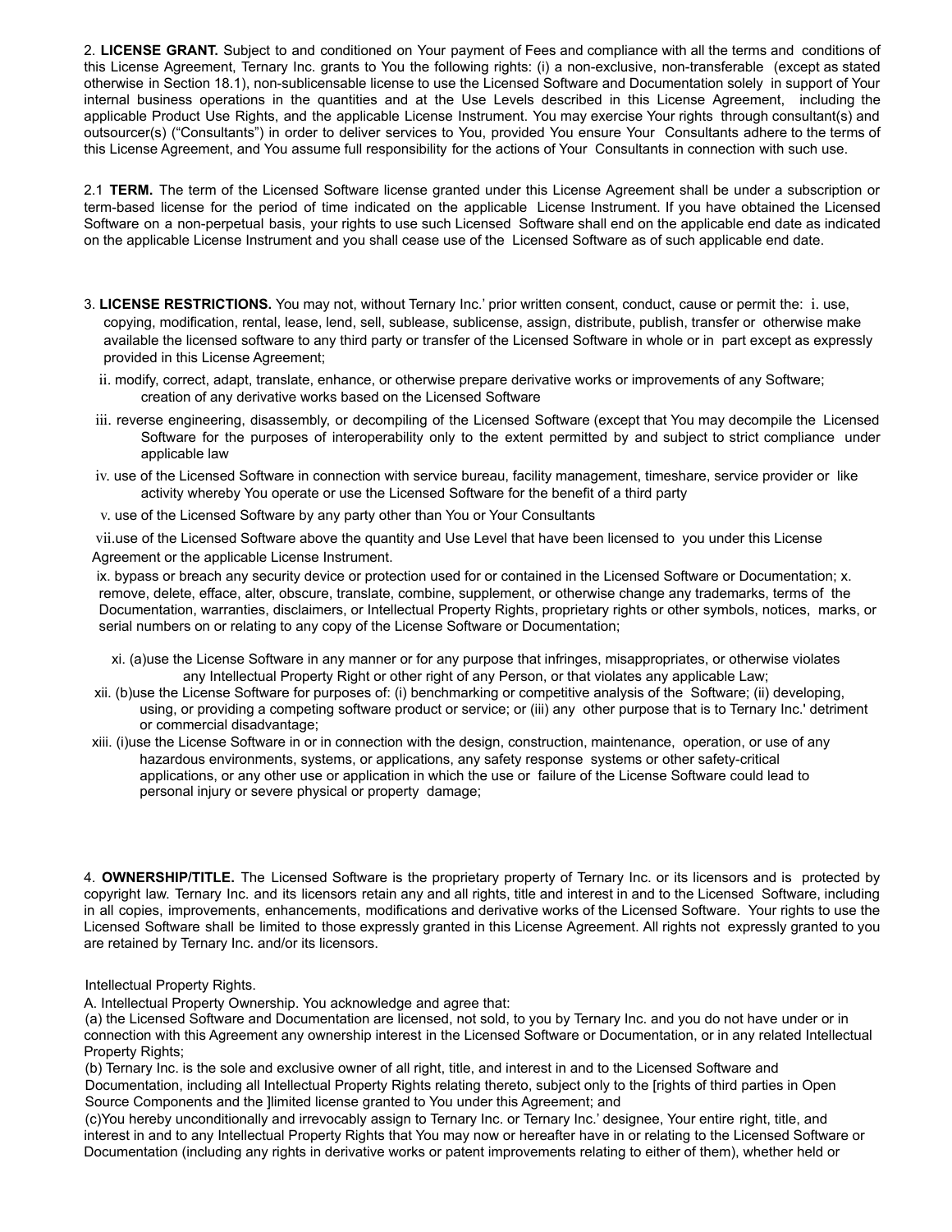2. **LICENSE GRANT.** Subject to and conditioned on Your payment of Fees and compliance with all the terms and conditions of this License Agreement, Ternary Inc. grants to You the following rights: (i) a non-exclusive, non-transferable (except as stated otherwise in Section 18.1), non-sublicensable license to use the Licensed Software and Documentation solely in support of Your internal business operations in the quantities and at the Use Levels described in this License Agreement, including the applicable Product Use Rights, and the applicable License Instrument. You may exercise Your rights through consultant(s) and outsourcer(s) ("Consultants") in order to deliver services to You, provided You ensure Your Consultants adhere to the terms of this License Agreement, and You assume full responsibility for the actions of Your Consultants in connection with such use.

2.1 **TERM.** The term of the Licensed Software license granted under this License Agreement shall be under a subscription or term-based license for the period of time indicated on the applicable License Instrument. If you have obtained the Licensed Software on a non-perpetual basis, your rights to use such Licensed Software shall end on the applicable end date as indicated on the applicable License Instrument and you shall cease use of the Licensed Software as of such applicable end date.

3. **LICENSE RESTRICTIONS.** You may not, without Ternary Inc.' prior written consent, conduct, cause or permit the: i. use, copying, modification, rental, lease, lend, sell, sublease, sublicense, assign, distribute, publish, transfer or otherwise make available the licensed software to any third party or transfer of the Licensed Software in whole or in part except as expressly provided in this License Agreement;

ii. modify, correct, adapt, translate, enhance, or otherwise prepare derivative works or improvements of any Software; creation of any derivative works based on the Licensed Software

iii. reverse engineering, disassembly, or decompiling of the Licensed Software (except that You may decompile the Licensed Software for the purposes of interoperability only to the extent permitted by and subject to strict compliance under applicable law

iv. use of the Licensed Software in connection with service bureau, facility management, timeshare, service provider or like activity whereby You operate or use the Licensed Software for the benefit of a third party

v. use of the Licensed Software by any party other than You or Your Consultants

vii.use of the Licensed Software above the quantity and Use Level that have been licensed to you under this License Agreement or the applicable License Instrument.

ix. bypass or breach any security device or protection used for or contained in the Licensed Software or Documentation; x. remove, delete, efface, alter, obscure, translate, combine, supplement, or otherwise change any trademarks, terms of the Documentation, warranties, disclaimers, or Intellectual Property Rights, proprietary rights or other symbols, notices, marks, or serial numbers on or relating to any copy of the License Software or Documentation;

xi. (a)use the License Software in any manner or for any purpose that infringes, misappropriates, or otherwise violates any Intellectual Property Right or other right of any Person, or that violates any applicable Law;

xii. (b)use the License Software for purposes of: (i) benchmarking or competitive analysis of the Software; (ii) developing, using, or providing a competing software product or service; or (iii) any other purpose that is to Ternary Inc.' detriment or commercial disadvantage;

xiii. (i)use the License Software in or in connection with the design, construction, maintenance, operation, or use of any hazardous environments, systems, or applications, any safety response systems or other safety-critical applications, or any other use or application in which the use or failure of the License Software could lead to personal injury or severe physical or property damage;

4. **OWNERSHIP/TITLE.** The Licensed Software is the proprietary property of Ternary Inc. or its licensors and is protected by copyright law. Ternary Inc. and its licensors retain any and all rights, title and interest in and to the Licensed Software, including in all copies, improvements, enhancements, modifications and derivative works of the Licensed Software. Your rights to use the Licensed Software shall be limited to those expressly granted in this License Agreement. All rights not expressly granted to you are retained by Ternary Inc. and/or its licensors.

Intellectual Property Rights.

A. Intellectual Property Ownership. You acknowledge and agree that:

(a) the Licensed Software and Documentation are licensed, not sold, to you by Ternary Inc. and you do not have under or in connection with this Agreement any ownership interest in the Licensed Software or Documentation, or in any related Intellectual Property Rights;

(b) Ternary Inc. is the sole and exclusive owner of all right, title, and interest in and to the Licensed Software and Documentation, including all Intellectual Property Rights relating thereto, subject only to the [rights of third parties in Open Source Components and the ]limited license granted to You under this Agreement; and

(c)You hereby unconditionally and irrevocably assign to Ternary Inc. or Ternary Inc.' designee, Your entire right, title, and interest in and to any Intellectual Property Rights that You may now or hereafter have in or relating to the Licensed Software or Documentation (including any rights in derivative works or patent improvements relating to either of them), whether held or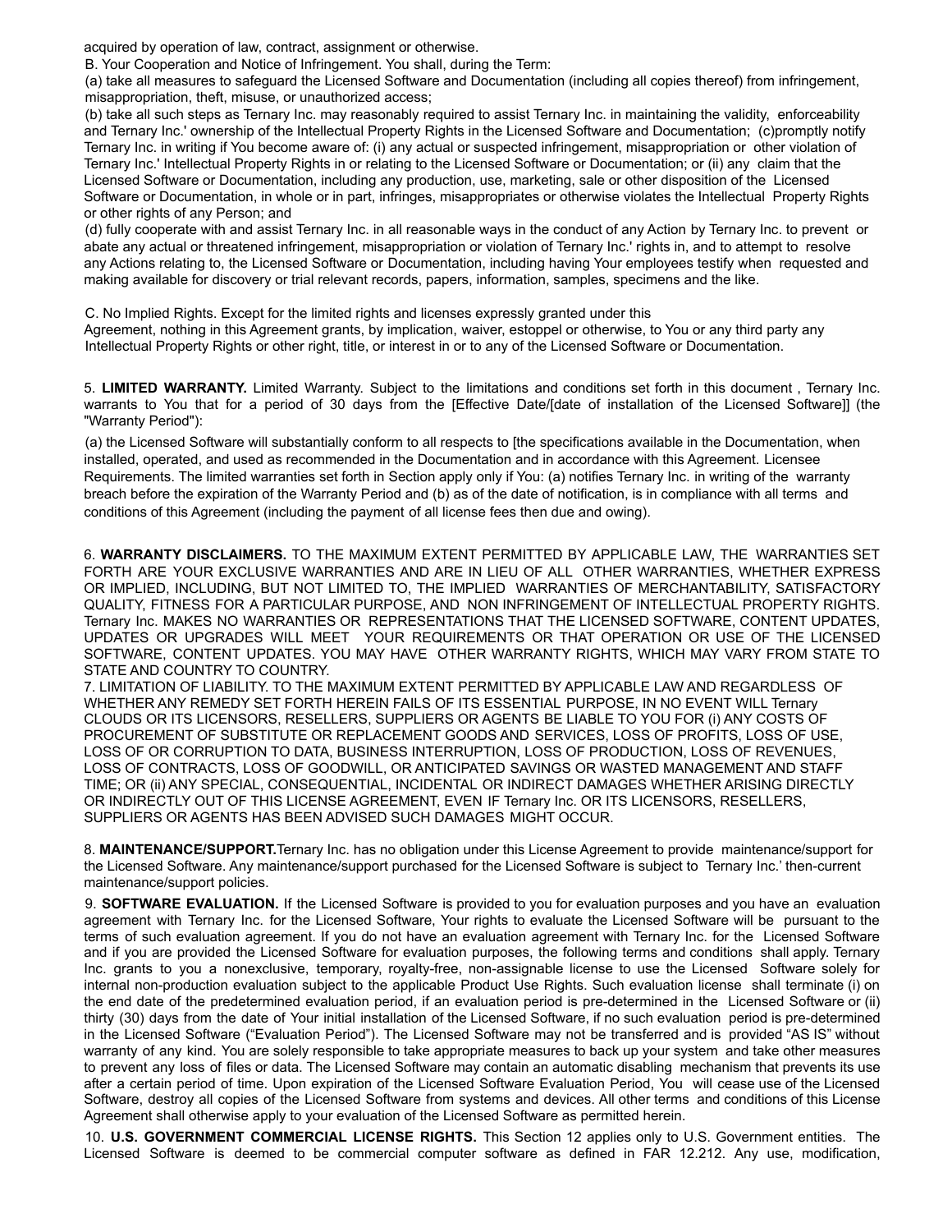acquired by operation of law, contract, assignment or otherwise.

B. Your Cooperation and Notice of Infringement. You shall, during the Term:

(a) take all measures to safeguard the Licensed Software and Documentation (including all copies thereof) from infringement, misappropriation, theft, misuse, or unauthorized access;

(b) take all such steps as Ternary Inc. may reasonably required to assist Ternary Inc. in maintaining the validity, enforceability and Ternary Inc.' ownership of the Intellectual Property Rights in the Licensed Software and Documentation; (c)promptly notify Ternary Inc. in writing if You become aware of: (i) any actual or suspected infringement, misappropriation or other violation of Ternary Inc.' Intellectual Property Rights in or relating to the Licensed Software or Documentation; or (ii) any claim that the Licensed Software or Documentation, including any production, use, marketing, sale or other disposition of the Licensed Software or Documentation, in whole or in part, infringes, misappropriates or otherwise violates the Intellectual Property Rights or other rights of any Person; and

(d) fully cooperate with and assist Ternary Inc. in all reasonable ways in the conduct of any Action by Ternary Inc. to prevent or abate any actual or threatened infringement, misappropriation or violation of Ternary Inc.' rights in, and to attempt to resolve any Actions relating to, the Licensed Software or Documentation, including having Your employees testify when requested and making available for discovery or trial relevant records, papers, information, samples, specimens and the like.

C. No Implied Rights. Except for the limited rights and licenses expressly granted under this Agreement, nothing in this Agreement grants, by implication, waiver, estoppel or otherwise, to You or any third party any Intellectual Property Rights or other right, title, or interest in or to any of the Licensed Software or Documentation.

5. **LIMITED WARRANTY.** Limited Warranty. Subject to the limitations and conditions set forth in this document , Ternary Inc. warrants to You that for a period of 30 days from the [Effective Date/[date of installation of the Licensed Software]] (the "Warranty Period"):

(a) the Licensed Software will substantially conform to all respects to [the specifications available in the Documentation, when installed, operated, and used as recommended in the Documentation and in accordance with this Agreement. Licensee Requirements. The limited warranties set forth in Section apply only if You: (a) notifies Ternary Inc. in writing of the warranty breach before the expiration of the Warranty Period and (b) as of the date of notification, is in compliance with all terms and conditions of this Agreement (including the payment of all license fees then due and owing).

6. **WARRANTY DISCLAIMERS.** TO THE MAXIMUM EXTENT PERMITTED BY APPLICABLE LAW, THE WARRANTIES SET FORTH ARE YOUR EXCLUSIVE WARRANTIES AND ARE IN LIEU OF ALL OTHER WARRANTIES, WHETHER EXPRESS OR IMPLIED, INCLUDING, BUT NOT LIMITED TO, THE IMPLIED WARRANTIES OF MERCHANTABILITY, SATISFACTORY QUALITY, FITNESS FOR A PARTICULAR PURPOSE, AND NON INFRINGEMENT OF INTELLECTUAL PROPERTY RIGHTS. Ternary Inc. MAKES NO WARRANTIES OR REPRESENTATIONS THAT THE LICENSED SOFTWARE, CONTENT UPDATES, UPDATES OR UPGRADES WILL MEET YOUR REQUIREMENTS OR THAT OPERATION OR USE OF THE LICENSED SOFTWARE, CONTENT UPDATES. YOU MAY HAVE OTHER WARRANTY RIGHTS, WHICH MAY VARY FROM STATE TO STATE AND COUNTRY TO COUNTRY.

7. LIMITATION OF LIABILITY. TO THE MAXIMUM EXTENT PERMITTED BY APPLICABLE LAW AND REGARDLESS OF WHETHER ANY REMEDY SET FORTH HEREIN FAILS OF ITS ESSENTIAL PURPOSE, IN NO EVENT WILL Ternary CLOUDS OR ITS LICENSORS, RESELLERS, SUPPLIERS OR AGENTS BE LIABLE TO YOU FOR (i) ANY COSTS OF PROCUREMENT OF SUBSTITUTE OR REPLACEMENT GOODS AND SERVICES, LOSS OF PROFITS, LOSS OF USE, LOSS OF OR CORRUPTION TO DATA, BUSINESS INTERRUPTION, LOSS OF PRODUCTION, LOSS OF REVENUES, LOSS OF CONTRACTS, LOSS OF GOODWILL, OR ANTICIPATED SAVINGS OR WASTED MANAGEMENT AND STAFF TIME; OR (ii) ANY SPECIAL, CONSEQUENTIAL, INCIDENTAL OR INDIRECT DAMAGES WHETHER ARISING DIRECTLY OR INDIRECTLY OUT OF THIS LICENSE AGREEMENT, EVEN IF Ternary Inc. OR ITS LICENSORS, RESELLERS, SUPPLIERS OR AGENTS HAS BEEN ADVISED SUCH DAMAGES MIGHT OCCUR.

8. **MAINTENANCE/SUPPORT.**Ternary Inc. has no obligation under this License Agreement to provide maintenance/support for the Licensed Software. Any maintenance/support purchased for the Licensed Software is subject to Ternary Inc.' then-current maintenance/support policies.

9. **SOFTWARE EVALUATION.** If the Licensed Software is provided to you for evaluation purposes and you have an evaluation agreement with Ternary Inc. for the Licensed Software, Your rights to evaluate the Licensed Software will be pursuant to the terms of such evaluation agreement. If you do not have an evaluation agreement with Ternary Inc. for the Licensed Software and if you are provided the Licensed Software for evaluation purposes, the following terms and conditions shall apply. Ternary Inc. grants to you a nonexclusive, temporary, royalty-free, non-assignable license to use the Licensed Software solely for internal non-production evaluation subject to the applicable Product Use Rights. Such evaluation license shall terminate (i) on the end date of the predetermined evaluation period, if an evaluation period is pre-determined in the Licensed Software or (ii) thirty (30) days from the date of Your initial installation of the Licensed Software, if no such evaluation period is pre-determined in the Licensed Software ("Evaluation Period"). The Licensed Software may not be transferred and is provided "AS IS" without warranty of any kind. You are solely responsible to take appropriate measures to back up your system and take other measures to prevent any loss of files or data. The Licensed Software may contain an automatic disabling mechanism that prevents its use after a certain period of time. Upon expiration of the Licensed Software Evaluation Period, You will cease use of the Licensed Software, destroy all copies of the Licensed Software from systems and devices. All other terms and conditions of this License Agreement shall otherwise apply to your evaluation of the Licensed Software as permitted herein.

10. **U.S. GOVERNMENT COMMERCIAL LICENSE RIGHTS.** This Section 12 applies only to U.S. Government entities. The Licensed Software is deemed to be commercial computer software as defined in FAR 12.212. Any use, modification,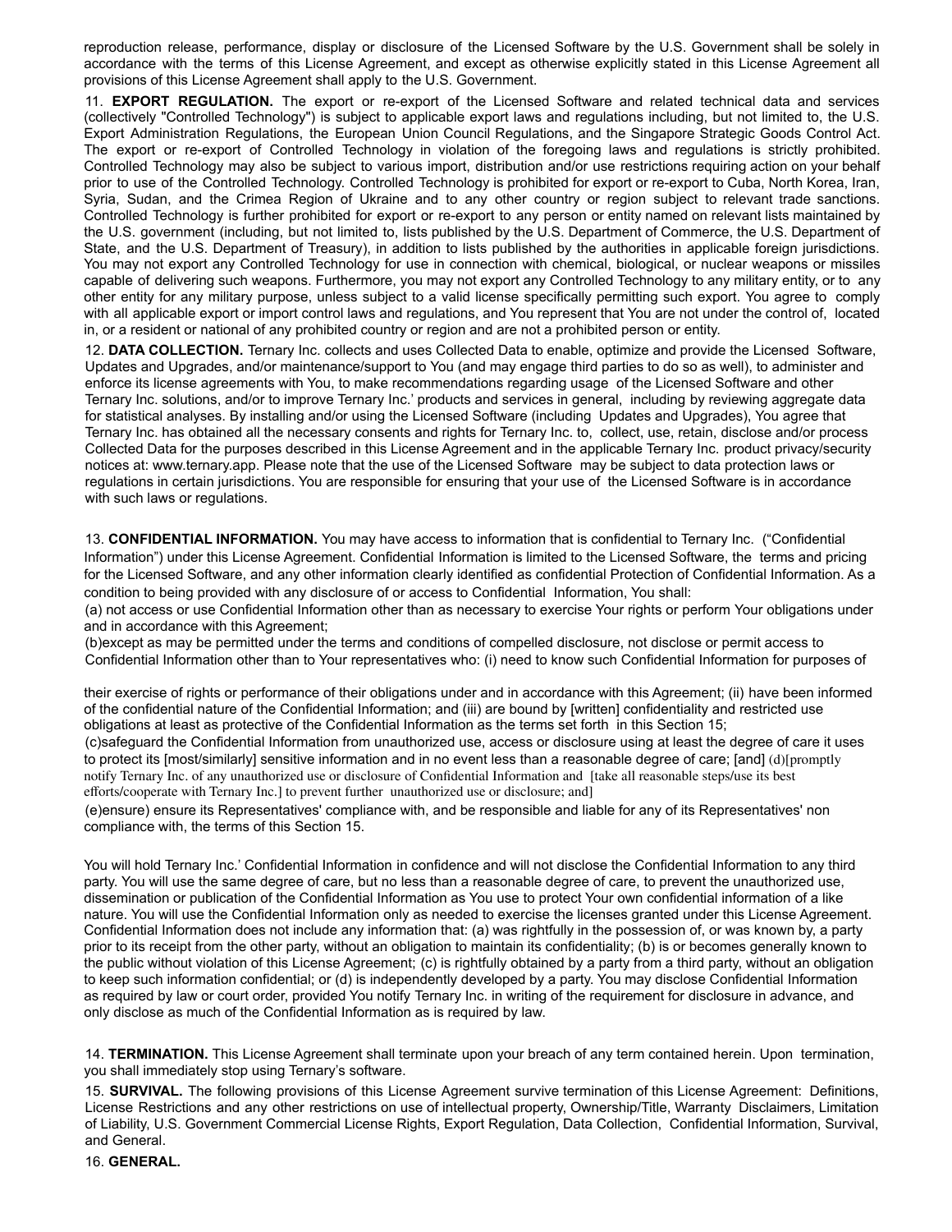reproduction release, performance, display or disclosure of the Licensed Software by the U.S. Government shall be solely in accordance with the terms of this License Agreement, and except as otherwise explicitly stated in this License Agreement all provisions of this License Agreement shall apply to the U.S. Government.

11. **EXPORT REGULATION.** The export or re-export of the Licensed Software and related technical data and services (collectively "Controlled Technology") is subject to applicable export laws and regulations including, but not limited to, the U.S. Export Administration Regulations, the European Union Council Regulations, and the Singapore Strategic Goods Control Act. The export or re-export of Controlled Technology in violation of the foregoing laws and regulations is strictly prohibited. Controlled Technology may also be subject to various import, distribution and/or use restrictions requiring action on your behalf prior to use of the Controlled Technology. Controlled Technology is prohibited for export or re-export to Cuba, North Korea, Iran, Syria, Sudan, and the Crimea Region of Ukraine and to any other country or region subject to relevant trade sanctions. Controlled Technology is further prohibited for export or re-export to any person or entity named on relevant lists maintained by the U.S. government (including, but not limited to, lists published by the U.S. Department of Commerce, the U.S. Department of State, and the U.S. Department of Treasury), in addition to lists published by the authorities in applicable foreign jurisdictions. You may not export any Controlled Technology for use in connection with chemical, biological, or nuclear weapons or missiles capable of delivering such weapons. Furthermore, you may not export any Controlled Technology to any military entity, or to any other entity for any military purpose, unless subject to a valid license specifically permitting such export. You agree to comply with all applicable export or import control laws and regulations, and You represent that You are not under the control of, located in, or a resident or national of any prohibited country or region and are not a prohibited person or entity.

12. **DATA COLLECTION.** Ternary Inc. collects and uses Collected Data to enable, optimize and provide the Licensed Software, Updates and Upgrades, and/or maintenance/support to You (and may engage third parties to do so as well), to administer and enforce its license agreements with You, to make recommendations regarding usage of the Licensed Software and other Ternary Inc. solutions, and/or to improve Ternary Inc.' products and services in general, including by reviewing aggregate data for statistical analyses. By installing and/or using the Licensed Software (including Updates and Upgrades), You agree that Ternary Inc. has obtained all the necessary consents and rights for Ternary Inc. to, collect, use, retain, disclose and/or process Collected Data for the purposes described in this License Agreement and in the applicable Ternary Inc. product privacy/security notices at: www.ternary.app. Please note that the use of the Licensed Software may be subject to data protection laws or regulations in certain jurisdictions. You are responsible for ensuring that your use of the Licensed Software is in accordance with such laws or regulations.

13. **CONFIDENTIAL INFORMATION.** You may have access to information that is confidential to Ternary Inc. ("Confidential Information") under this License Agreement. Confidential Information is limited to the Licensed Software, the terms and pricing for the Licensed Software, and any other information clearly identified as confidential Protection of Confidential Information. As a condition to being provided with any disclosure of or access to Confidential Information, You shall:

(a) not access or use Confidential Information other than as necessary to exercise Your rights or perform Your obligations under and in accordance with this Agreement;

(b)except as may be permitted under the terms and conditions of compelled disclosure, not disclose or permit access to Confidential Information other than to Your representatives who: (i) need to know such Confidential Information for purposes of their exercise of rights or performance of their obligations under and in accordance with this Agreement; (ii) have been informed of the confidential nature of the Confidential Information; and (iii) are bound by [written] confidentiality and restricted use obligations at least as protective of the Confidential Information as the terms set forth in this Section 15;

(c)safeguard the Confidential Information from unauthorized use, access or disclosure using at least the degree of care it uses to protect its [most/similarly] sensitive information and in no event less than a reasonable degree of care; [and] (d)[promptly notify Ternary Inc. of any unauthorized use or disclosure of Confidential Information and [take all reasonable steps/use its best efforts/cooperate with Ternary Inc.] to prevent further unauthorized use or disclosure; and]

(e)ensure) ensure its Representatives' compliance with, and be responsible and liable for any of its Representatives' non compliance with, the terms of this Section 15.

You will hold Ternary Inc.' Confidential Information in confidence and will not disclose the Confidential Information to any third party. You will use the same degree of care, but no less than a reasonable degree of care, to prevent the unauthorized use, dissemination or publication of the Confidential Information as You use to protect Your own confidential information of a like nature. You will use the Confidential Information only as needed to exercise the licenses granted under this License Agreement. Confidential Information does not include any information that: (a) was rightfully in the possession of, or was known by, a party prior to its receipt from the other party, without an obligation to maintain its confidentiality; (b) is or becomes generally known to the public without violation of this License Agreement; (c) is rightfully obtained by a party from a third party, without an obligation to keep such information confidential; or (d) is independently developed by a party. You may disclose Confidential Information as required by law or court order, provided You notify Ternary Inc. in writing of the requirement for disclosure in advance, and only disclose as much of the Confidential Information as is required by law.

14. **TERMINATION.** This License Agreement shall terminate upon your breach of any term contained herein. Upon termination, you shall immediately stop using Ternary's software.

15. **SURVIVAL.** The following provisions of this License Agreement survive termination of this License Agreement: Definitions, License Restrictions and any other restrictions on use of intellectual property, Ownership/Title, Warranty Disclaimers, Limitation of Liability, U.S. Government Commercial License Rights, Export Regulation, Data Collection, Confidential Information, Survival, and General.

16. **GENERAL.**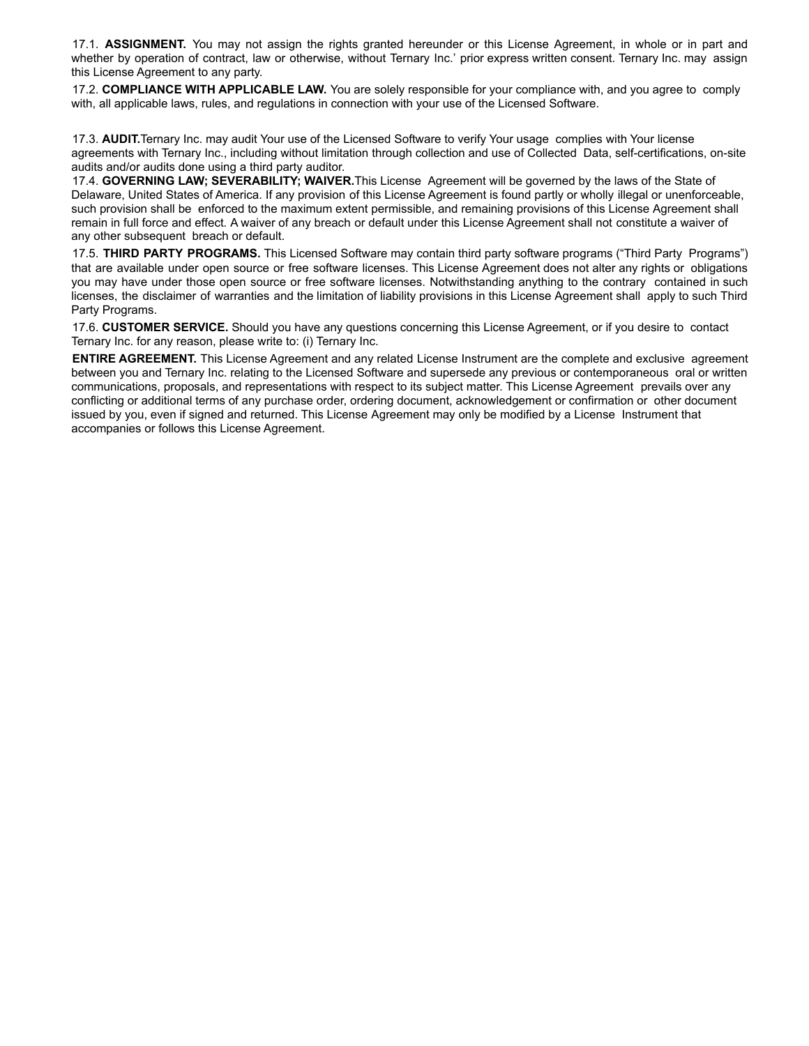17.1. **ASSIGNMENT.** You may not assign the rights granted hereunder or this License Agreement, in whole or in part and whether by operation of contract, law or otherwise, without Ternary Inc.' prior express written consent. Ternary Inc. may assign this License Agreement to any party.

17.2. **COMPLIANCE WITH APPLICABLE LAW.** You are solely responsible for your compliance with, and you agree to comply with, all applicable laws, rules, and regulations in connection with your use of the Licensed Software.

17.3. **AUDIT.**Ternary Inc. may audit Your use of the Licensed Software to verify Your usage complies with Your license agreements with Ternary Inc., including without limitation through collection and use of Collected Data, self-certifications, on-site audits and/or audits done using a third party auditor.

17.4. **GOVERNING LAW; SEVERABILITY; WAIVER.**This License Agreement will be governed by the laws of the State of Delaware, United States of America. If any provision of this License Agreement is found partly or wholly illegal or unenforceable, such provision shall be enforced to the maximum extent permissible, and remaining provisions of this License Agreement shall remain in full force and effect. A waiver of any breach or default under this License Agreement shall not constitute a waiver of any other subsequent breach or default.

17.5. **THIRD PARTY PROGRAMS.** This Licensed Software may contain third party software programs ("Third Party Programs") that are available under open source or free software licenses. This License Agreement does not alter any rights or obligations you may have under those open source or free software licenses. Notwithstanding anything to the contrary contained in such licenses, the disclaimer of warranties and the limitation of liability provisions in this License Agreement shall apply to such Third Party Programs.

17.6. **CUSTOMER SERVICE.** Should you have any questions concerning this License Agreement, or if you desire to contact Ternary Inc. for any reason, please write to: (i) Ternary Inc.

**ENTIRE AGREEMENT.** This License Agreement and any related License Instrument are the complete and exclusive agreement between you and Ternary Inc. relating to the Licensed Software and supersede any previous or contemporaneous oral or written communications, proposals, and representations with respect to its subject matter. This License Agreement prevails over any conflicting or additional terms of any purchase order, ordering document, acknowledgement or confirmation or other document issued by you, even if signed and returned. This License Agreement may only be modified by a License Instrument that accompanies or follows this License Agreement.